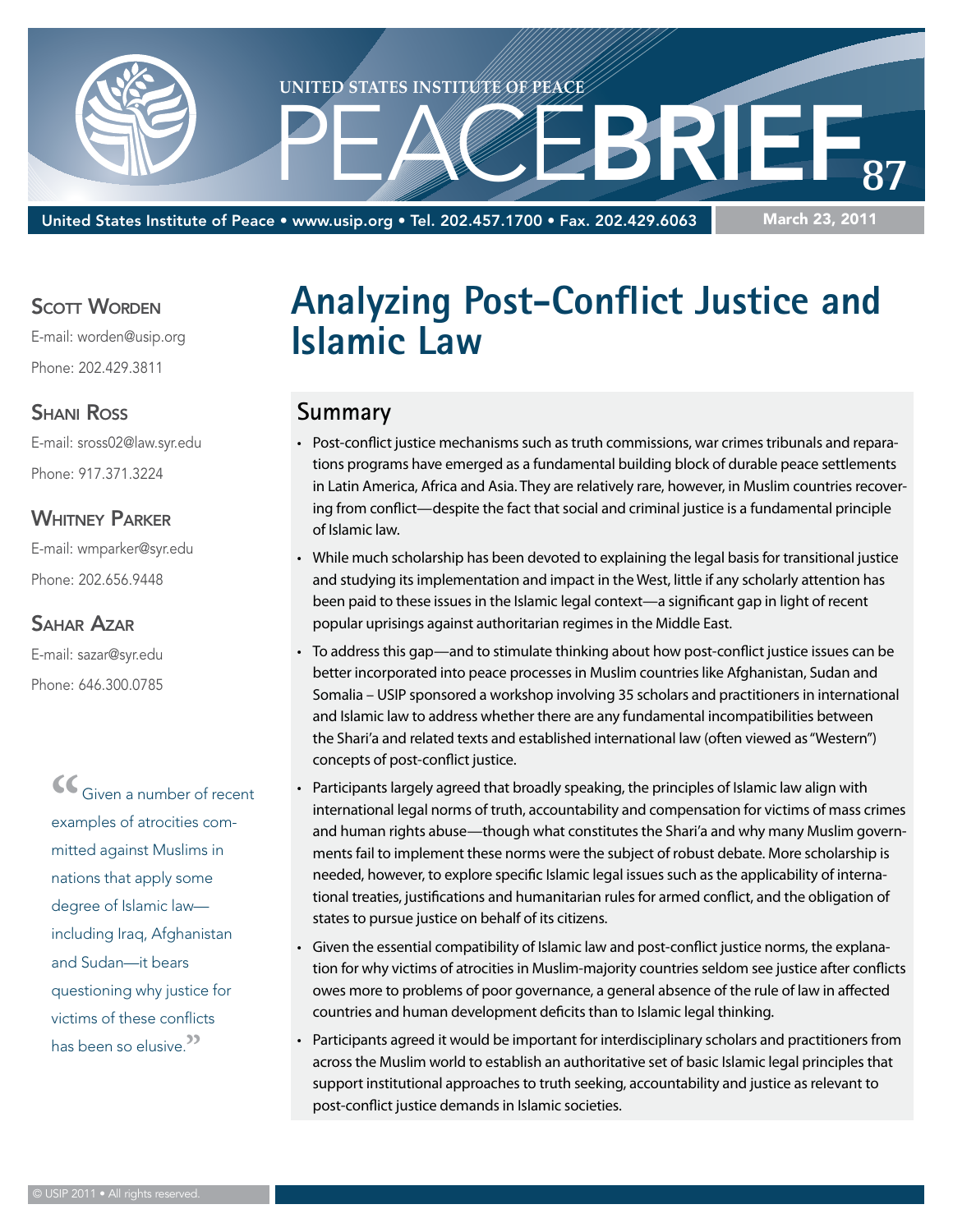United States Institute of Peace • www.usip.org • Tel. 202.457.1700 • Fax. 202.429.6063

UNITED STATES INSTITUTE OF PEACE

PEACEBRIEF 87

March 23, 2011

**Scott Worden**
E-mail: worden@usip.org
Phone: 202.429.3811

**Shani Ross**
E-mail: sross02@law.syr.edu
Phone: 917.371.3224

**Whitney Parker**
E-mail: wmparker@syr.edu
Phone: 202.656.9448

**Sahar Azar**
E-mail: sazar@syr.edu
Phone: 646.300.0785

> "Given a number of recent examples of atrocities committed against Muslims in nations that apply some degree of Islamic law—including Iraq, Afghanistan and Sudan—it bears questioning why justice for victims of these conflicts has been so elusive."

# Analyzing Post-Conflict Justice and Islamic Law

## Summary

- Post-conflict justice mechanisms such as truth commissions, war crimes tribunals and reparations programs have emerged as a fundamental building block of durable peace settlements in Latin America, Africa and Asia. They are relatively rare, however, in Muslim countries recovering from conflict—despite the fact that social and criminal justice is a fundamental principle of Islamic law.
- While much scholarship has been devoted to explaining the legal basis for transitional justice and studying its implementation and impact in the West, little if any scholarly attention has been paid to these issues in the Islamic legal context—a significant gap in light of recent popular uprisings against authoritarian regimes in the Middle East.
- To address this gap—and to stimulate thinking about how post-conflict justice issues can be better incorporated into peace processes in Muslim countries like Afghanistan, Sudan and Somalia – USIP sponsored a workshop involving 35 scholars and practitioners in international and Islamic law to address whether there are any fundamental incompatibilities between the Shari'a and related texts and established international law (often viewed as "Western") concepts of post-conflict justice.
- Participants largely agreed that broadly speaking, the principles of Islamic law align with international legal norms of truth, accountability and compensation for victims of mass crimes and human rights abuse—though what constitutes the Shari'a and why many Muslim governments fail to implement these norms were the subject of robust debate. More scholarship is needed, however, to explore specific Islamic legal issues such as the applicability of international treaties, justifications and humanitarian rules for armed conflict, and the obligation of states to pursue justice on behalf of its citizens.
- Given the essential compatibility of Islamic law and post-conflict justice norms, the explanation for why victims of atrocities in Muslim-majority countries seldom see justice after conflicts owes more to problems of poor governance, a general absence of the rule of law in affected countries and human development deficits than to Islamic legal thinking.
- Participants agreed it would be important for interdisciplinary scholars and practitioners from across the Muslim world to establish an authoritative set of basic Islamic legal principles that support institutional approaches to truth seeking, accountability and justice as relevant to post-conflict justice demands in Islamic societies.

© USIP 2011 • All rights reserved.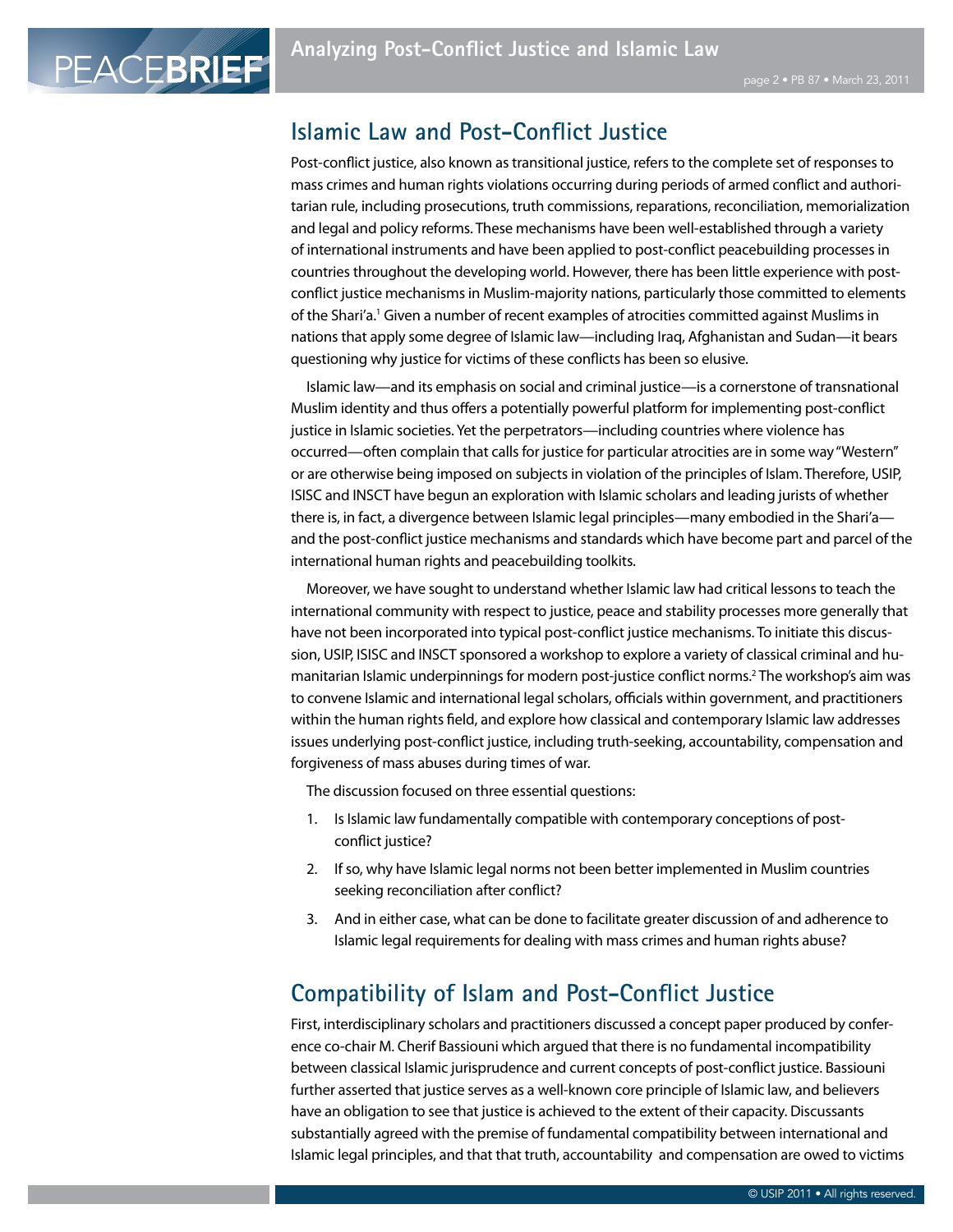## Islamic Law and Post-Conflict Justice

Post-conflict justice, also known as transitional justice, refers to the complete set of responses to mass crimes and human rights violations occurring during periods of armed conflict and authoritarian rule, including prosecutions, truth commissions, reparations, reconciliation, memorialization and legal and policy reforms. These mechanisms have been well-established through a variety of international instruments and have been applied to post-conflict peacebuilding processes in countries throughout the developing world. However, there has been little experience with post-conflict justice mechanisms in Muslim-majority nations, particularly those committed to elements of the Shari'a.[1] Given a number of recent examples of atrocities committed against Muslims in nations that apply some degree of Islamic law—including Iraq, Afghanistan and Sudan—it bears questioning why justice for victims of these conflicts has been so elusive.

Islamic law—and its emphasis on social and criminal justice—is a cornerstone of transnational Muslim identity and thus offers a potentially powerful platform for implementing post-conflict justice in Islamic societies. Yet the perpetrators—including countries where violence has occurred—often complain that calls for justice for particular atrocities are in some way "Western" or are otherwise being imposed on subjects in violation of the principles of Islam. Therefore, USIP, ISISC and INSCT have begun an exploration with Islamic scholars and leading jurists of whether there is, in fact, a divergence between Islamic legal principles—many embodied in the Shari'a—and the post-conflict justice mechanisms and standards which have become part and parcel of the international human rights and peacebuilding toolkits.

Moreover, we have sought to understand whether Islamic law had critical lessons to teach the international community with respect to justice, peace and stability processes more generally that have not been incorporated into typical post-conflict justice mechanisms. To initiate this discussion, USIP, ISISC and INSCT sponsored a workshop to explore a variety of classical criminal and humanitarian Islamic underpinnings for modern post-justice conflict norms.[2] The workshop's aim was to convene Islamic and international legal scholars, officials within government, and practitioners within the human rights field, and explore how classical and contemporary Islamic law addresses issues underlying post-conflict justice, including truth-seeking, accountability, compensation and forgiveness of mass abuses during times of war.

The discussion focused on three essential questions:

1. Is Islamic law fundamentally compatible with contemporary conceptions of post-conflict justice?
2. If so, why have Islamic legal norms not been better implemented in Muslim countries seeking reconciliation after conflict?
3. And in either case, what can be done to facilitate greater discussion of and adherence to Islamic legal requirements for dealing with mass crimes and human rights abuse?

## Compatibility of Islam and Post-Conflict Justice

First, interdisciplinary scholars and practitioners discussed a concept paper produced by conference co-chair M. Cherif Bassiouni which argued that there is no fundamental incompatibility between classical Islamic jurisprudence and current concepts of post-conflict justice. Bassiouni further asserted that justice serves as a well-known core principle of Islamic law, and believers have an obligation to see that justice is achieved to the extent of their capacity. Discussants substantially agreed with the premise of fundamental compatibility between international and Islamic legal principles, and that that truth, accountability and compensation are owed to victims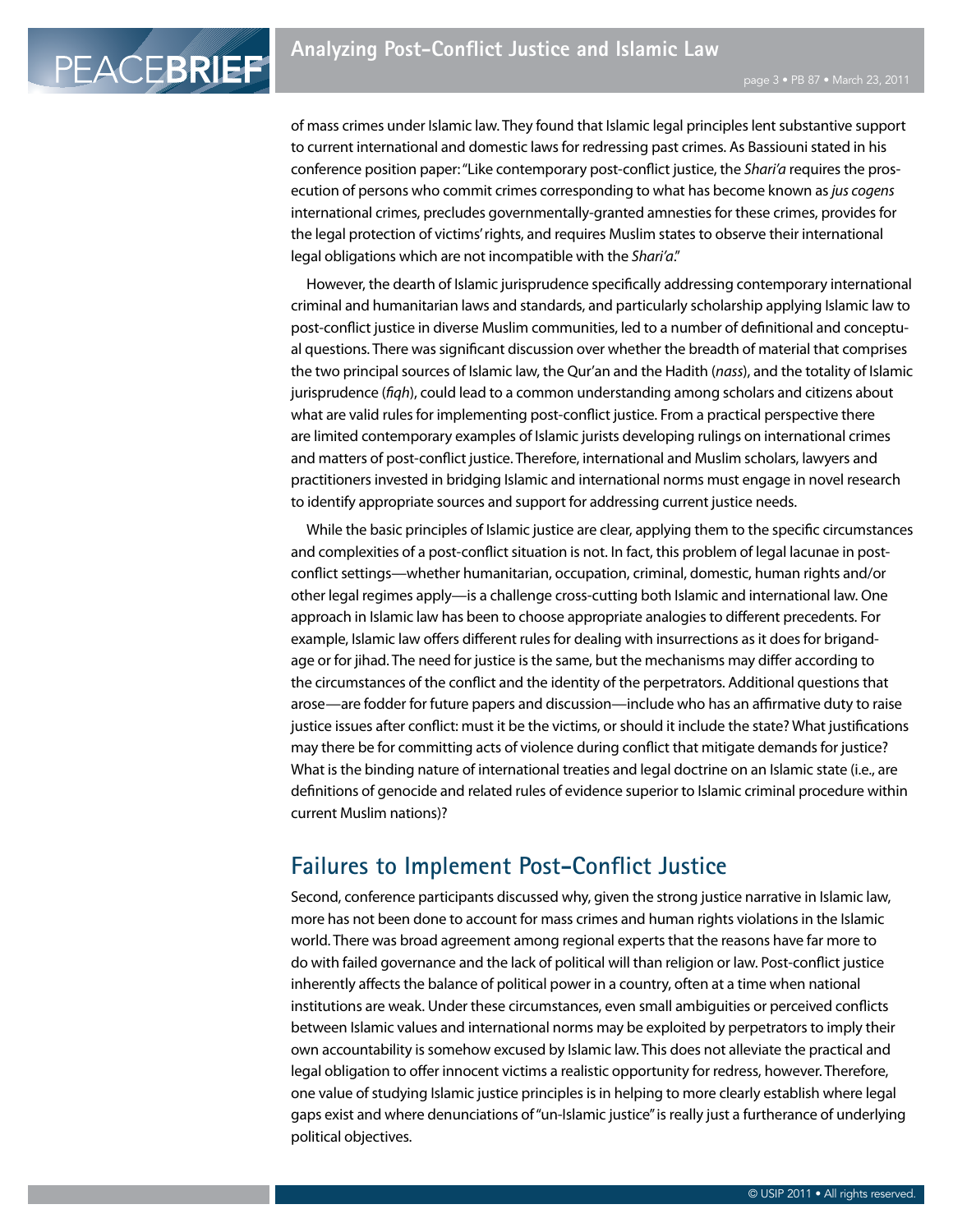of mass crimes under Islamic law. They found that Islamic legal principles lent substantive support to current international and domestic laws for redressing past crimes. As Bassiouni stated in his conference position paper: "Like contemporary post-conflict justice, the *Shari'a* requires the prosecution of persons who commit crimes corresponding to what has become known as *jus cogens* international crimes, precludes governmentally-granted amnesties for these crimes, provides for the legal protection of victims' rights, and requires Muslim states to observe their international legal obligations which are not incompatible with the *Shari'a*."

However, the dearth of Islamic jurisprudence specifically addressing contemporary international criminal and humanitarian laws and standards, and particularly scholarship applying Islamic law to post-conflict justice in diverse Muslim communities, led to a number of definitional and conceptual questions. There was significant discussion over whether the breadth of material that comprises the two principal sources of Islamic law, the Qur'an and the Hadith (*nass*), and the totality of Islamic jurisprudence (*fiqh*), could lead to a common understanding among scholars and citizens about what are valid rules for implementing post-conflict justice. From a practical perspective there are limited contemporary examples of Islamic jurists developing rulings on international crimes and matters of post-conflict justice. Therefore, international and Muslim scholars, lawyers and practitioners invested in bridging Islamic and international norms must engage in novel research to identify appropriate sources and support for addressing current justice needs.

While the basic principles of Islamic justice are clear, applying them to the specific circumstances and complexities of a post-conflict situation is not. In fact, this problem of legal lacunae in post-conflict settings—whether humanitarian, occupation, criminal, domestic, human rights and/or other legal regimes apply—is a challenge cross-cutting both Islamic and international law. One approach in Islamic law has been to choose appropriate analogies to different precedents. For example, Islamic law offers different rules for dealing with insurrections as it does for brigandage or for jihad. The need for justice is the same, but the mechanisms may differ according to the circumstances of the conflict and the identity of the perpetrators. Additional questions that arose—are fodder for future papers and discussion—include who has an affirmative duty to raise justice issues after conflict: must it be the victims, or should it include the state? What justifications may there be for committing acts of violence during conflict that mitigate demands for justice? What is the binding nature of international treaties and legal doctrine on an Islamic state (i.e., are definitions of genocide and related rules of evidence superior to Islamic criminal procedure within current Muslim nations)?

## Failures to Implement Post-Conflict Justice

Second, conference participants discussed why, given the strong justice narrative in Islamic law, more has not been done to account for mass crimes and human rights violations in the Islamic world. There was broad agreement among regional experts that the reasons have far more to do with failed governance and the lack of political will than religion or law. Post-conflict justice inherently affects the balance of political power in a country, often at a time when national institutions are weak. Under these circumstances, even small ambiguities or perceived conflicts between Islamic values and international norms may be exploited by perpetrators to imply their own accountability is somehow excused by Islamic law. This does not alleviate the practical and legal obligation to offer innocent victims a realistic opportunity for redress, however. Therefore, one value of studying Islamic justice principles is in helping to more clearly establish where legal gaps exist and where denunciations of "un-Islamic justice" is really just a furtherance of underlying political objectives.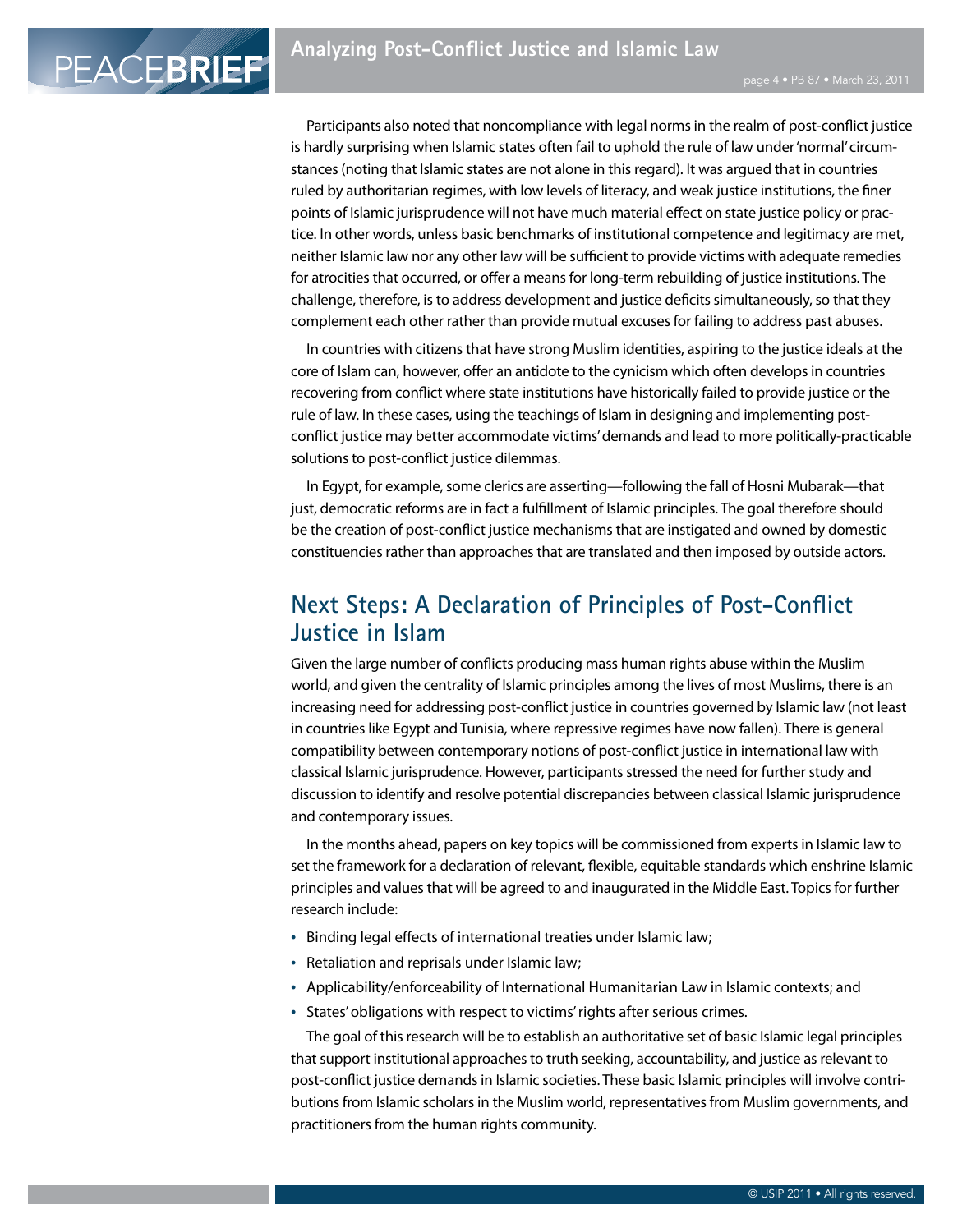Participants also noted that noncompliance with legal norms in the realm of post-conflict justice is hardly surprising when Islamic states often fail to uphold the rule of law under 'normal' circumstances (noting that Islamic states are not alone in this regard). It was argued that in countries ruled by authoritarian regimes, with low levels of literacy, and weak justice institutions, the finer points of Islamic jurisprudence will not have much material effect on state justice policy or practice. In other words, unless basic benchmarks of institutional competence and legitimacy are met, neither Islamic law nor any other law will be sufficient to provide victims with adequate remedies for atrocities that occurred, or offer a means for long-term rebuilding of justice institutions. The challenge, therefore, is to address development and justice deficits simultaneously, so that they complement each other rather than provide mutual excuses for failing to address past abuses.

In countries with citizens that have strong Muslim identities, aspiring to the justice ideals at the core of Islam can, however, offer an antidote to the cynicism which often develops in countries recovering from conflict where state institutions have historically failed to provide justice or the rule of law. In these cases, using the teachings of Islam in designing and implementing post-conflict justice may better accommodate victims' demands and lead to more politically-practicable solutions to post-conflict justice dilemmas.

In Egypt, for example, some clerics are asserting—following the fall of Hosni Mubarak—that just, democratic reforms are in fact a fulfillment of Islamic principles. The goal therefore should be the creation of post-conflict justice mechanisms that are instigated and owned by domestic constituencies rather than approaches that are translated and then imposed by outside actors.

## Next Steps: A Declaration of Principles of Post-Conflict Justice in Islam

Given the large number of conflicts producing mass human rights abuse within the Muslim world, and given the centrality of Islamic principles among the lives of most Muslims, there is an increasing need for addressing post-conflict justice in countries governed by Islamic law (not least in countries like Egypt and Tunisia, where repressive regimes have now fallen). There is general compatibility between contemporary notions of post-conflict justice in international law with classical Islamic jurisprudence. However, participants stressed the need for further study and discussion to identify and resolve potential discrepancies between classical Islamic jurisprudence and contemporary issues.

In the months ahead, papers on key topics will be commissioned from experts in Islamic law to set the framework for a declaration of relevant, flexible, equitable standards which enshrine Islamic principles and values that will be agreed to and inaugurated in the Middle East. Topics for further research include:

- Binding legal effects of international treaties under Islamic law;
- Retaliation and reprisals under Islamic law;
- Applicability/enforceability of International Humanitarian Law in Islamic contexts; and
- States' obligations with respect to victims' rights after serious crimes.

The goal of this research will be to establish an authoritative set of basic Islamic legal principles that support institutional approaches to truth seeking, accountability, and justice as relevant to post-conflict justice demands in Islamic societies. These basic Islamic principles will involve contributions from Islamic scholars in the Muslim world, representatives from Muslim governments, and practitioners from the human rights community.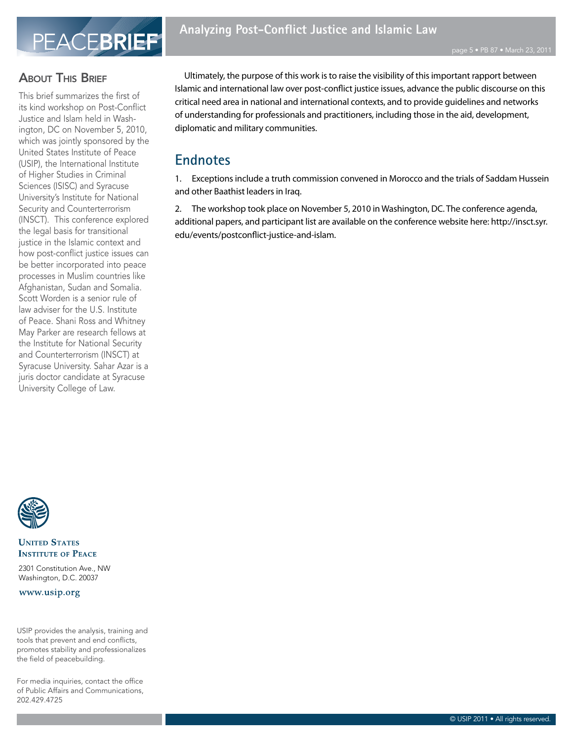## About This Brief

This brief summarizes the first of its kind workshop on Post-Conflict Justice and Islam held in Washington, DC on November 5, 2010, which was jointly sponsored by the United States Institute of Peace (USIP), the International Institute of Higher Studies in Criminal Sciences (ISISC) and Syracuse University's Institute for National Security and Counterterrorism (INSCT). This conference explored the legal basis for transitional justice in the Islamic context and how post-conflict justice issues can be better incorporated into peace processes in Muslim countries like Afghanistan, Sudan and Somalia. Scott Worden is a senior rule of law adviser for the U.S. Institute of Peace. Shani Ross and Whitney May Parker are research fellows at the Institute for National Security and Counterterrorism (INSCT) at Syracuse University. Sahar Azar is a juris doctor candidate at Syracuse University College of Law.

Ultimately, the purpose of this work is to raise the visibility of this important rapport between Islamic and international law over post-conflict justice issues, advance the public discourse on this critical need area in national and international contexts, and to provide guidelines and networks of understanding for professionals and practitioners, including those in the aid, development, diplomatic and military communities.

## Endnotes

1. Exceptions include a truth commission convened in Morocco and the trials of Saddam Hussein and other Baathist leaders in Iraq.

2. The workshop took place on November 5, 2010 in Washington, DC. The conference agenda, additional papers, and participant list are available on the conference website here: http://insct.syr.edu/events/postconflict-justice-and-islam.

**United States Institute of Peace**

2301 Constitution Ave., NW
Washington, D.C. 20037

www.usip.org

USIP provides the analysis, training and tools that prevent and end conflicts, promotes stability and professionalizes the field of peacebuilding.

For media inquiries, contact the office of Public Affairs and Communications, 202.429.4725

© USIP 2011 • All rights reserved.